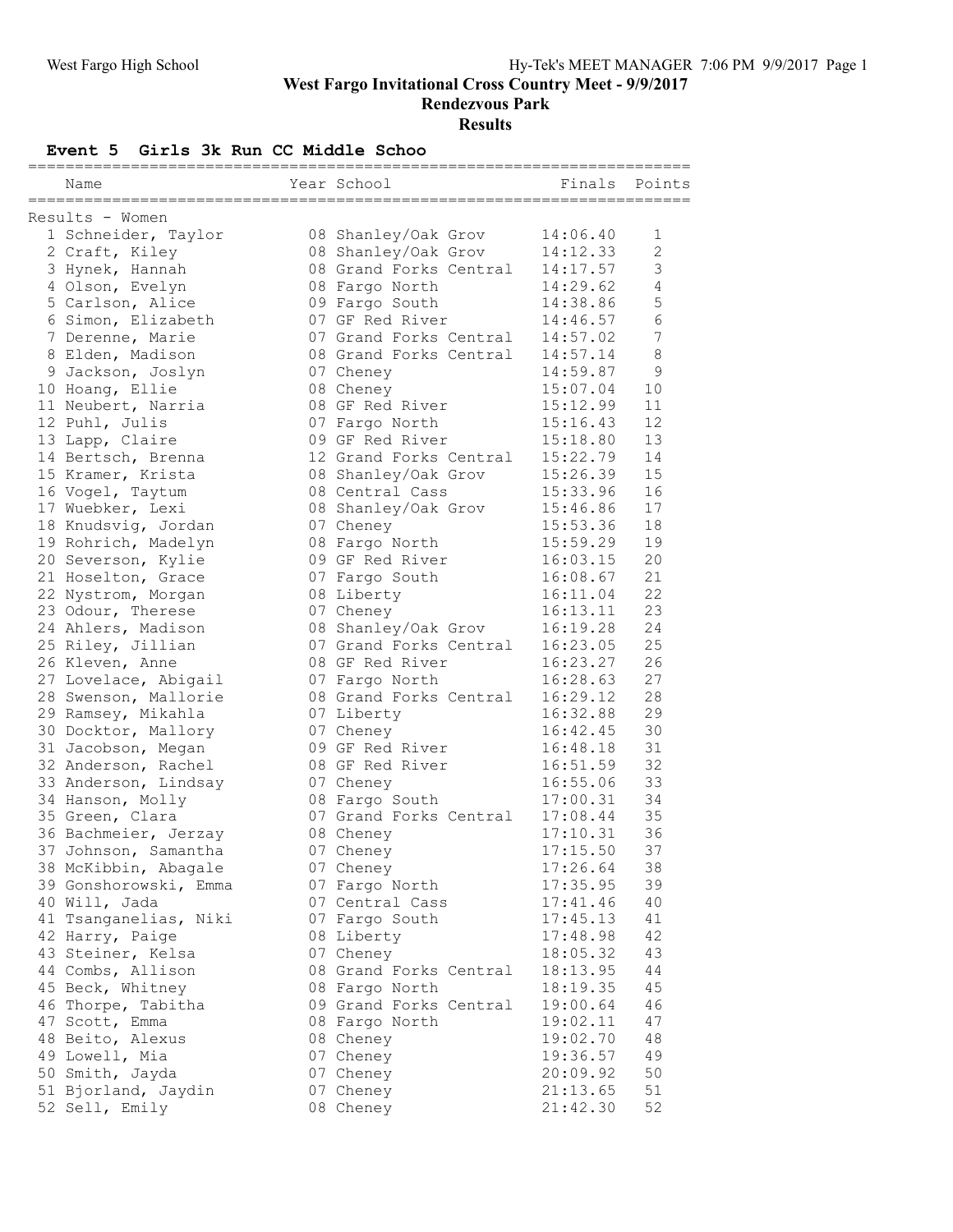# West Fargo Invitational Cross Country Meet - 9/9/2017

## Rendezvous Park

## Results

### Event 5 Girls 3k Run CC Middle Schoo

Results - Women

| Place | Name | Year | School | Finals | Points |
|---|---|---|---|---|---|
| 1 | Schneider, Taylor | 08 | Shanley/Oak Grov | 14:06.40 | 1 |
| 2 | Craft, Kiley | 08 | Shanley/Oak Grov | 14:12.33 | 2 |
| 3 | Hynek, Hannah | 08 | Grand Forks Central | 14:17.57 | 3 |
| 4 | Olson, Evelyn | 08 | Fargo North | 14:29.62 | 4 |
| 5 | Carlson, Alice | 09 | Fargo South | 14:38.86 | 5 |
| 6 | Simon, Elizabeth | 07 | GF Red River | 14:46.57 | 6 |
| 7 | Derenne, Marie | 07 | Grand Forks Central | 14:57.02 | 7 |
| 8 | Elden, Madison | 08 | Grand Forks Central | 14:57.14 | 8 |
| 9 | Jackson, Joslyn | 07 | Cheney | 14:59.87 | 9 |
| 10 | Hoang, Ellie | 08 | Cheney | 15:07.04 | 10 |
| 11 | Neubert, Narria | 08 | GF Red River | 15:12.99 | 11 |
| 12 | Puhl, Julis | 07 | Fargo North | 15:16.43 | 12 |
| 13 | Lapp, Claire | 09 | GF Red River | 15:18.80 | 13 |
| 14 | Bertsch, Brenna | 12 | Grand Forks Central | 15:22.79 | 14 |
| 15 | Kramer, Krista | 08 | Shanley/Oak Grov | 15:26.39 | 15 |
| 16 | Vogel, Taytum | 08 | Central Cass | 15:33.96 | 16 |
| 17 | Wuebker, Lexi | 08 | Shanley/Oak Grov | 15:46.86 | 17 |
| 18 | Knudsvig, Jordan | 07 | Cheney | 15:53.36 | 18 |
| 19 | Rohrich, Madelyn | 08 | Fargo North | 15:59.29 | 19 |
| 20 | Severson, Kylie | 09 | GF Red River | 16:03.15 | 20 |
| 21 | Hoselton, Grace | 07 | Fargo South | 16:08.67 | 21 |
| 22 | Nystrom, Morgan | 08 | Liberty | 16:11.04 | 22 |
| 23 | Odour, Therese | 07 | Cheney | 16:13.11 | 23 |
| 24 | Ahlers, Madison | 08 | Shanley/Oak Grov | 16:19.28 | 24 |
| 25 | Riley, Jillian | 07 | Grand Forks Central | 16:23.05 | 25 |
| 26 | Kleven, Anne | 08 | GF Red River | 16:23.27 | 26 |
| 27 | Lovelace, Abigail | 07 | Fargo North | 16:28.63 | 27 |
| 28 | Swenson, Mallorie | 08 | Grand Forks Central | 16:29.12 | 28 |
| 29 | Ramsey, Mikahla | 07 | Liberty | 16:32.88 | 29 |
| 30 | Docktor, Mallory | 07 | Cheney | 16:42.45 | 30 |
| 31 | Jacobson, Megan | 09 | GF Red River | 16:48.18 | 31 |
| 32 | Anderson, Rachel | 08 | GF Red River | 16:51.59 | 32 |
| 33 | Anderson, Lindsay | 07 | Cheney | 16:55.06 | 33 |
| 34 | Hanson, Molly | 08 | Fargo South | 17:00.31 | 34 |
| 35 | Green, Clara | 07 | Grand Forks Central | 17:08.44 | 35 |
| 36 | Bachmeier, Jerzay | 08 | Cheney | 17:10.31 | 36 |
| 37 | Johnson, Samantha | 07 | Cheney | 17:15.50 | 37 |
| 38 | McKibbin, Abagale | 07 | Cheney | 17:26.64 | 38 |
| 39 | Gonshorowski, Emma | 07 | Fargo North | 17:35.95 | 39 |
| 40 | Will, Jada | 07 | Central Cass | 17:41.46 | 40 |
| 41 | Tsanganelias, Niki | 07 | Fargo South | 17:45.13 | 41 |
| 42 | Harry, Paige | 08 | Liberty | 17:48.98 | 42 |
| 43 | Steiner, Kelsa | 07 | Cheney | 18:05.32 | 43 |
| 44 | Combs, Allison | 08 | Grand Forks Central | 18:13.95 | 44 |
| 45 | Beck, Whitney | 08 | Fargo North | 18:19.35 | 45 |
| 46 | Thorpe, Tabitha | 09 | Grand Forks Central | 19:00.64 | 46 |
| 47 | Scott, Emma | 08 | Fargo North | 19:02.11 | 47 |
| 48 | Beito, Alexus | 08 | Cheney | 19:02.70 | 48 |
| 49 | Lowell, Mia | 07 | Cheney | 19:36.57 | 49 |
| 50 | Smith, Jayda | 07 | Cheney | 20:09.92 | 50 |
| 51 | Bjorland, Jaydin | 07 | Cheney | 21:13.65 | 51 |
| 52 | Sell, Emily | 08 | Cheney | 21:42.30 | 52 |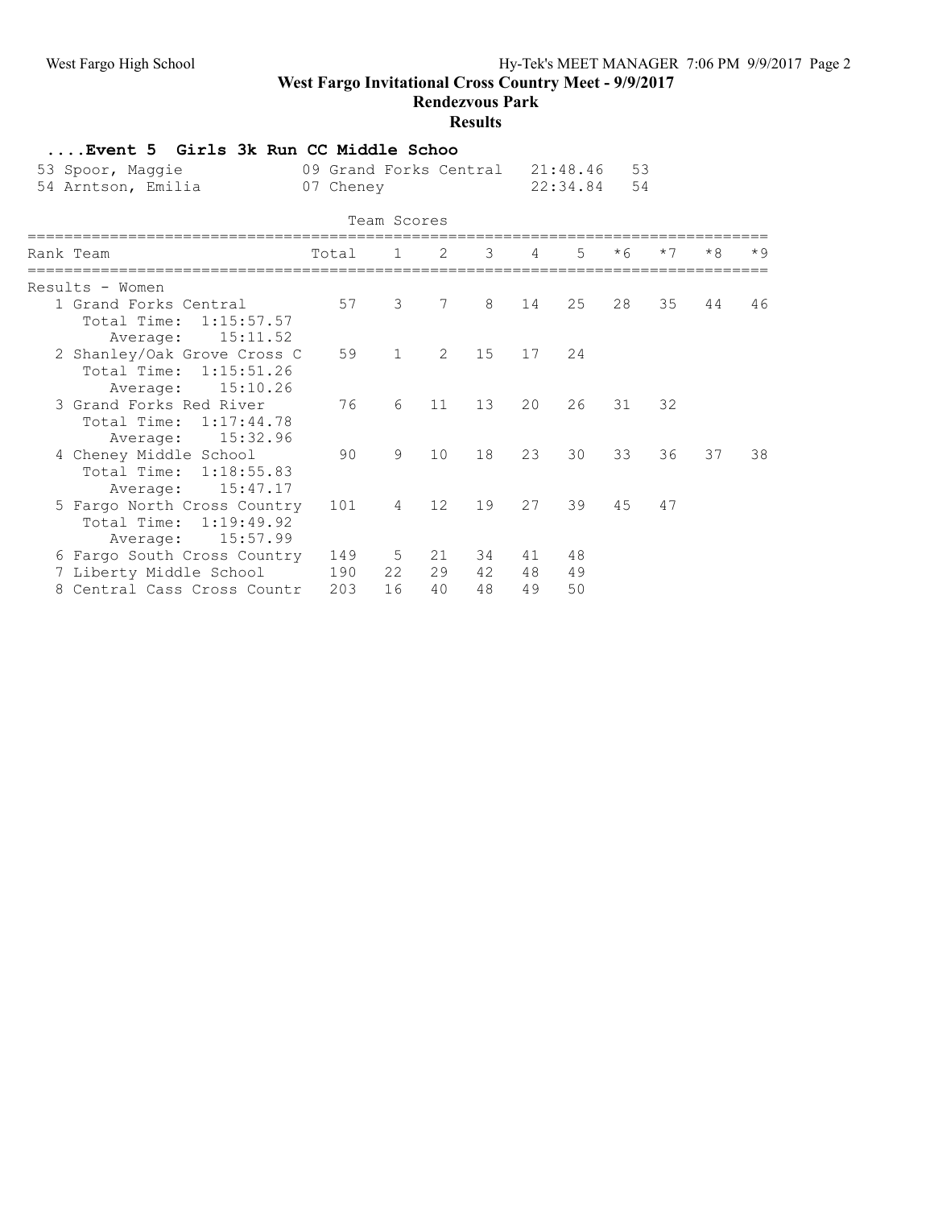West Fargo Invitational Cross Country Meet - 9/9/2017

Rendezvous Park

Results

### ....Event 5 Girls 3k Run CC Middle Schoo

| | | | | |
|---|---|---|---|---|
| 53 | Spoor, Maggie | 09 Grand Forks Central | 21:48.46 | 53 |
| 54 | Arntson, Emilia | 07 Cheney | 22:34.84 | 54 |

Team Scores

| Rank | Team | Total | 1 | 2 | 3 | 4 | 5 | *6 | *7 | *8 | *9 |
|---|---|---|---|---|---|---|---|---|---|---|---|
| Results - Women | | | | | | | | | | | |
| 1 | Grand Forks Central | 57 | 3 | 7 | 8 | 14 | 25 | 28 | 35 | 44 | 46 |
| | Total Time: 1:15:57.57 | | | | | | | | | | |
| | Average: 15:11.52 | | | | | | | | | | |
| 2 | Shanley/Oak Grove Cross C | 59 | 1 | 2 | 15 | 17 | 24 | | | | |
| | Total Time: 1:15:51.26 | | | | | | | | | | |
| | Average: 15:10.26 | | | | | | | | | | |
| 3 | Grand Forks Red River | 76 | 6 | 11 | 13 | 20 | 26 | 31 | 32 | | |
| | Total Time: 1:17:44.78 | | | | | | | | | | |
| | Average: 15:32.96 | | | | | | | | | | |
| 4 | Cheney Middle School | 90 | 9 | 10 | 18 | 23 | 30 | 33 | 36 | 37 | 38 |
| | Total Time: 1:18:55.83 | | | | | | | | | | |
| | Average: 15:47.17 | | | | | | | | | | |
| 5 | Fargo North Cross Country | 101 | 4 | 12 | 19 | 27 | 39 | 45 | 47 | | |
| | Total Time: 1:19:49.92 | | | | | | | | | | |
| | Average: 15:57.99 | | | | | | | | | | |
| 6 | Fargo South Cross Country | 149 | 5 | 21 | 34 | 41 | 48 | | | | |
| 7 | Liberty Middle School | 190 | 22 | 29 | 42 | 48 | 49 | | | | |
| 8 | Central Cass Cross Countr | 203 | 16 | 40 | 48 | 49 | 50 | | | | |